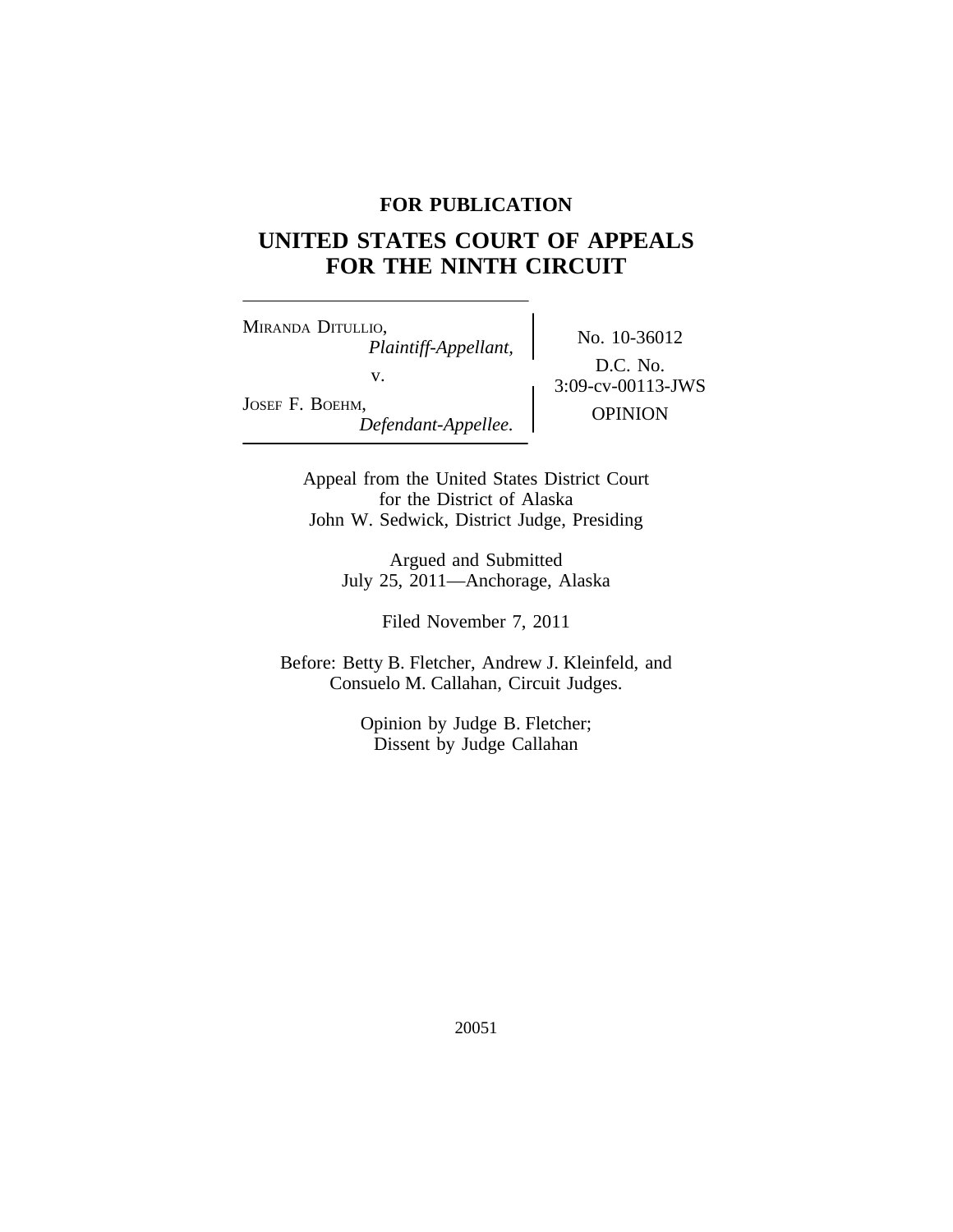**FOR PUBLICATION**

# UNITED STATES COURT OF APPEALS FOR THE NINTH CIRCUIT

| | |
|---|---|
| MIRANDA DITULLIO, *Plaintiff-Appellant,* v. JOSEF F. BOEHM, *Defendant-Appellee.* | No. 10-36012 D.C. No. 3:09-cv-00113-JWS OPINION |

Appeal from the United States District Court for the District of Alaska
John W. Sedwick, District Judge, Presiding

Argued and Submitted
July 25, 2011—Anchorage, Alaska

Filed November 7, 2011

Before: Betty B. Fletcher, Andrew J. Kleinfeld, and Consuelo M. Callahan, Circuit Judges.

Opinion by Judge B. Fletcher;
Dissent by Judge Callahan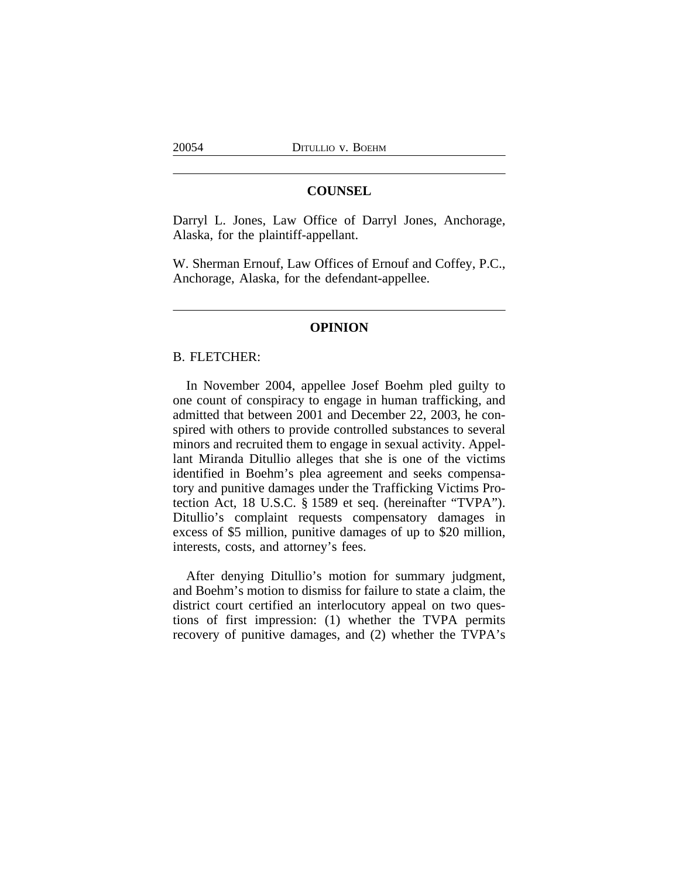## COUNSEL

Darryl L. Jones, Law Office of Darryl Jones, Anchorage, Alaska, for the plaintiff-appellant.

W. Sherman Ernouf, Law Offices of Ernouf and Coffey, P.C., Anchorage, Alaska, for the defendant-appellee.

## OPINION

B. FLETCHER:

In November 2004, appellee Josef Boehm pled guilty to one count of conspiracy to engage in human trafficking, and admitted that between 2001 and December 22, 2003, he conspired with others to provide controlled substances to several minors and recruited them to engage in sexual activity. Appellant Miranda Ditullio alleges that she is one of the victims identified in Boehm's plea agreement and seeks compensatory and punitive damages under the Trafficking Victims Protection Act, 18 U.S.C. § 1589 et seq. (hereinafter "TVPA"). Ditullio's complaint requests compensatory damages in excess of $5 million, punitive damages of up to $20 million, interests, costs, and attorney's fees.

After denying Ditullio's motion for summary judgment, and Boehm's motion to dismiss for failure to state a claim, the district court certified an interlocutory appeal on two questions of first impression: (1) whether the TVPA permits recovery of punitive damages, and (2) whether the TVPA's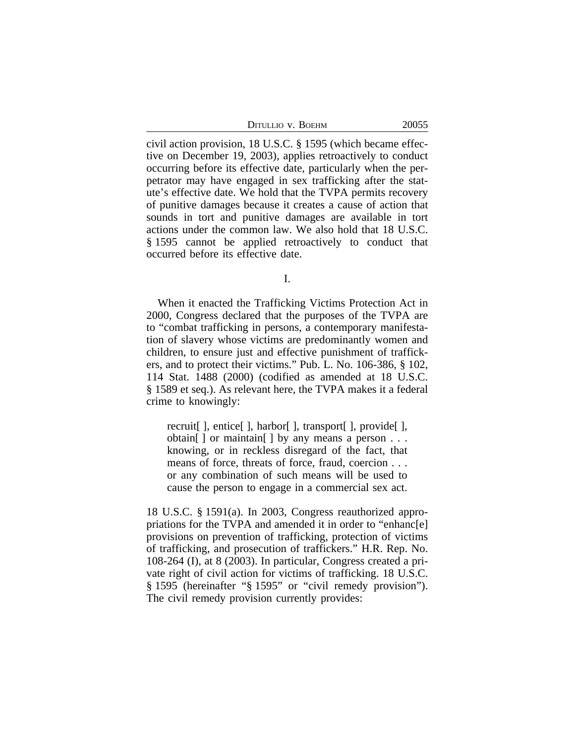civil action provision, 18 U.S.C. § 1595 (which became effective on December 19, 2003), applies retroactively to conduct occurring before its effective date, particularly when the perpetrator may have engaged in sex trafficking after the statute's effective date. We hold that the TVPA permits recovery of punitive damages because it creates a cause of action that sounds in tort and punitive damages are available in tort actions under the common law. We also hold that 18 U.S.C. § 1595 cannot be applied retroactively to conduct that occurred before its effective date.

## I.

When it enacted the Trafficking Victims Protection Act in 2000, Congress declared that the purposes of the TVPA are to "combat trafficking in persons, a contemporary manifestation of slavery whose victims are predominantly women and children, to ensure just and effective punishment of traffickers, and to protect their victims." Pub. L. No. 106-386, § 102, 114 Stat. 1488 (2000) (codified as amended at 18 U.S.C. § 1589 et seq.). As relevant here, the TVPA makes it a federal crime to knowingly:

> recruit[ ], entice[ ], harbor[ ], transport[ ], provide[ ], obtain[ ] or maintain[ ] by any means a person . . . knowing, or in reckless disregard of the fact, that means of force, threats of force, fraud, coercion . . . or any combination of such means will be used to cause the person to engage in a commercial sex act.

18 U.S.C. § 1591(a). In 2003, Congress reauthorized appropriations for the TVPA and amended it in order to "enhanc[e] provisions on prevention of trafficking, protection of victims of trafficking, and prosecution of traffickers." H.R. Rep. No. 108-264 (I), at 8 (2003). In particular, Congress created a private right of civil action for victims of trafficking. 18 U.S.C. § 1595 (hereinafter "§ 1595" or "civil remedy provision"). The civil remedy provision currently provides: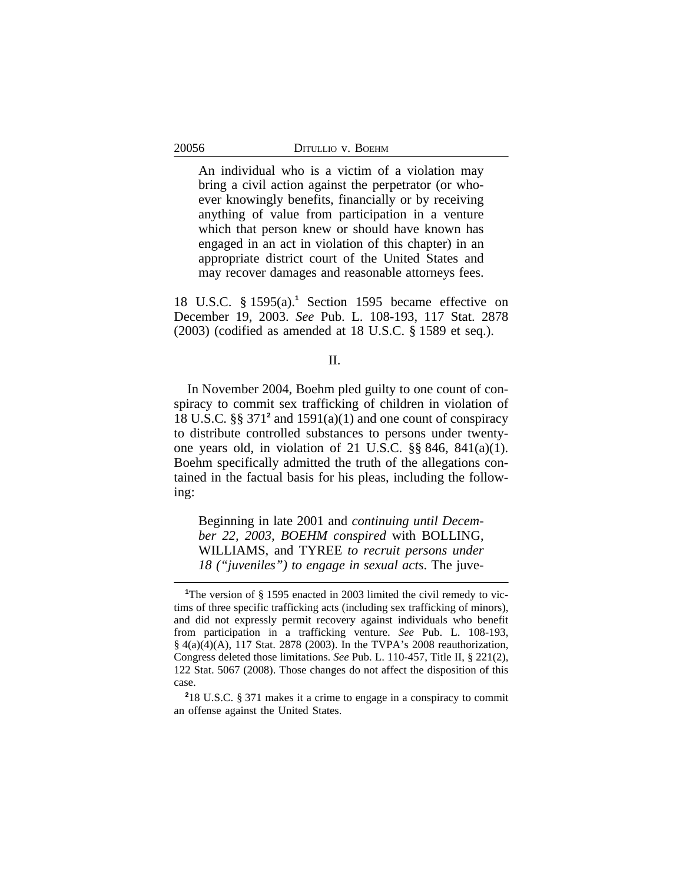> An individual who is a victim of a violation may bring a civil action against the perpetrator (or whoever knowingly benefits, financially or by receiving anything of value from participation in a venture which that person knew or should have known has engaged in an act in violation of this chapter) in an appropriate district court of the United States and may recover damages and reasonable attorneys fees.

18 U.S.C. § 1595(a).[1] Section 1595 became effective on December 19, 2003. *See* Pub. L. 108-193, 117 Stat. 2878 (2003) (codified as amended at 18 U.S.C. § 1589 et seq.).

## II.

In November 2004, Boehm pled guilty to one count of conspiracy to commit sex trafficking of children in violation of 18 U.S.C. §§ 371[2] and 1591(a)(1) and one count of conspiracy to distribute controlled substances to persons under twenty-one years old, in violation of 21 U.S.C. §§ 846, 841(a)(1). Boehm specifically admitted the truth of the allegations contained in the factual basis for his pleas, including the following:

> Beginning in late 2001 and *continuing until December 22, 2003, BOEHM conspired* with BOLLING, WILLIAMS, and TYREE *to recruit persons under 18 ("juveniles") to engage in sexual acts*. The juve-

---

[1]The version of § 1595 enacted in 2003 limited the civil remedy to victims of three specific trafficking acts (including sex trafficking of minors), and did not expressly permit recovery against individuals who benefit from participation in a trafficking venture. *See* Pub. L. 108-193, § 4(a)(4)(A), 117 Stat. 2878 (2003). In the TVPA's 2008 reauthorization, Congress deleted those limitations. *See* Pub. L. 110-457, Title II, § 221(2), 122 Stat. 5067 (2008). Those changes do not affect the disposition of this case.

[2]18 U.S.C. § 371 makes it a crime to engage in a conspiracy to commit an offense against the United States.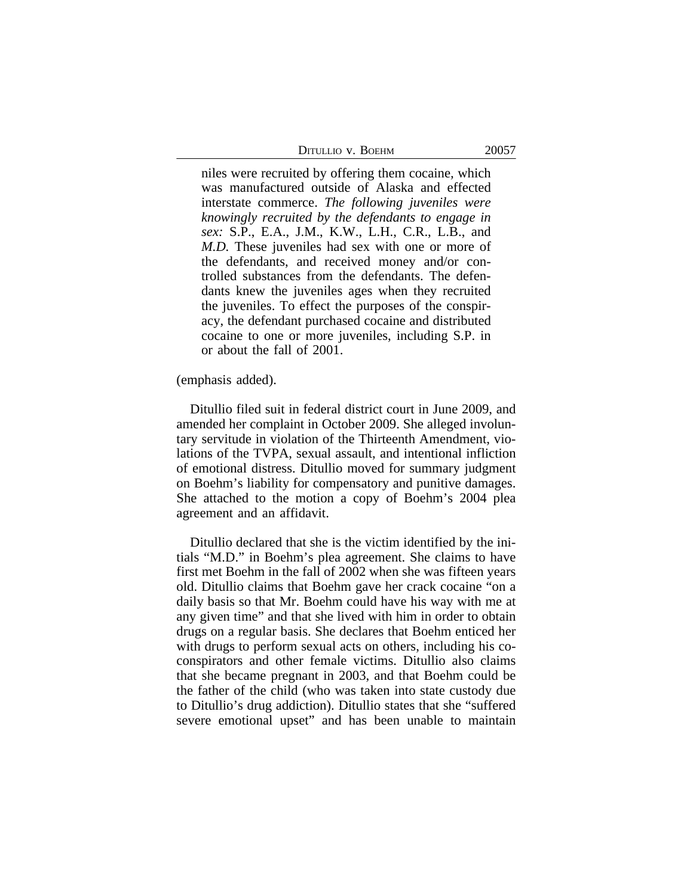> niles were recruited by offering them cocaine, which was manufactured outside of Alaska and effected interstate commerce. *The following juveniles were knowingly recruited by the defendants to engage in sex:* S.P., E.A., J.M., K.W., L.H., C.R., L.B., and *M.D.* These juveniles had sex with one or more of the defendants, and received money and/or controlled substances from the defendants. The defendants knew the juveniles ages when they recruited the juveniles. To effect the purposes of the conspiracy, the defendant purchased cocaine and distributed cocaine to one or more juveniles, including S.P. in or about the fall of 2001.

(emphasis added).

Ditullio filed suit in federal district court in June 2009, and amended her complaint in October 2009. She alleged involuntary servitude in violation of the Thirteenth Amendment, violations of the TVPA, sexual assault, and intentional infliction of emotional distress. Ditullio moved for summary judgment on Boehm's liability for compensatory and punitive damages. She attached to the motion a copy of Boehm's 2004 plea agreement and an affidavit.

Ditullio declared that she is the victim identified by the initials "M.D." in Boehm's plea agreement. She claims to have first met Boehm in the fall of 2002 when she was fifteen years old. Ditullio claims that Boehm gave her crack cocaine "on a daily basis so that Mr. Boehm could have his way with me at any given time" and that she lived with him in order to obtain drugs on a regular basis. She declares that Boehm enticed her with drugs to perform sexual acts on others, including his co-conspirators and other female victims. Ditullio also claims that she became pregnant in 2003, and that Boehm could be the father of the child (who was taken into state custody due to Ditullio's drug addiction). Ditullio states that she "suffered severe emotional upset" and has been unable to maintain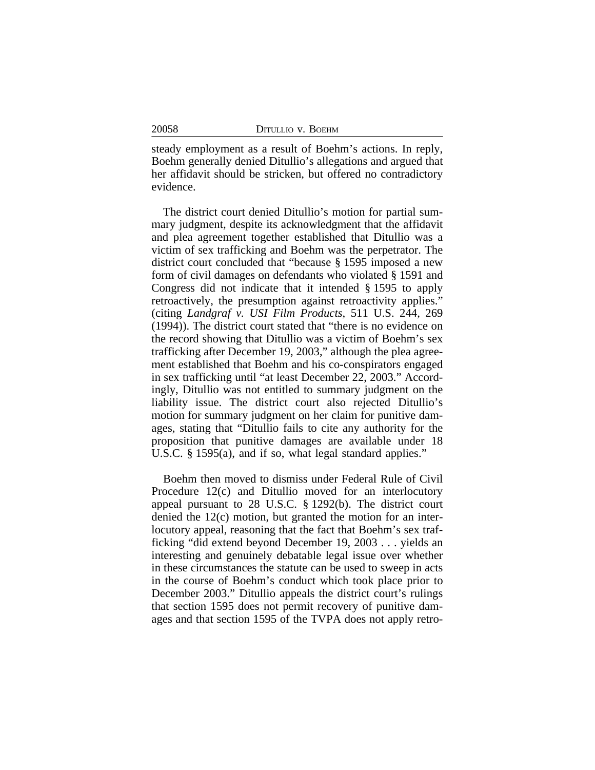steady employment as a result of Boehm's actions. In reply, Boehm generally denied Ditullio's allegations and argued that her affidavit should be stricken, but offered no contradictory evidence.

The district court denied Ditullio's motion for partial summary judgment, despite its acknowledgment that the affidavit and plea agreement together established that Ditullio was a victim of sex trafficking and Boehm was the perpetrator. The district court concluded that "because § 1595 imposed a new form of civil damages on defendants who violated § 1591 and Congress did not indicate that it intended § 1595 to apply retroactively, the presumption against retroactivity applies." (citing *Landgraf v. USI Film Products*, 511 U.S. 244, 269 (1994)). The district court stated that "there is no evidence on the record showing that Ditullio was a victim of Boehm's sex trafficking after December 19, 2003," although the plea agreement established that Boehm and his co-conspirators engaged in sex trafficking until "at least December 22, 2003." Accordingly, Ditullio was not entitled to summary judgment on the liability issue. The district court also rejected Ditullio's motion for summary judgment on her claim for punitive damages, stating that "Ditullio fails to cite any authority for the proposition that punitive damages are available under 18 U.S.C. § 1595(a), and if so, what legal standard applies."

Boehm then moved to dismiss under Federal Rule of Civil Procedure 12(c) and Ditullio moved for an interlocutory appeal pursuant to 28 U.S.C. § 1292(b). The district court denied the 12(c) motion, but granted the motion for an interlocutory appeal, reasoning that the fact that Boehm's sex trafficking "did extend beyond December 19, 2003 . . . yields an interesting and genuinely debatable legal issue over whether in these circumstances the statute can be used to sweep in acts in the course of Boehm's conduct which took place prior to December 2003." Ditullio appeals the district court's rulings that section 1595 does not permit recovery of punitive damages and that section 1595 of the TVPA does not apply retro-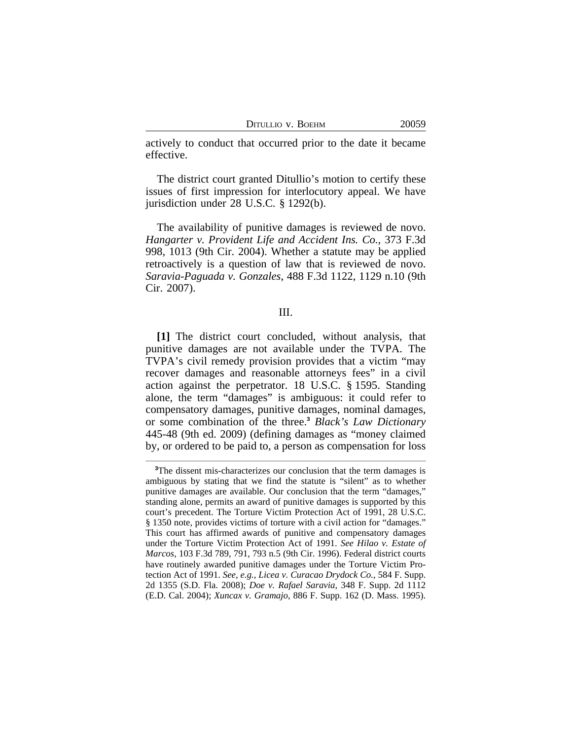actively to conduct that occurred prior to the date it became effective.

The district court granted Ditullio's motion to certify these issues of first impression for interlocutory appeal. We have jurisdiction under 28 U.S.C. § 1292(b).

The availability of punitive damages is reviewed de novo. *Hangarter v. Provident Life and Accident Ins. Co.*, 373 F.3d 998, 1013 (9th Cir. 2004). Whether a statute may be applied retroactively is a question of law that is reviewed de novo. *Saravia-Paguada v. Gonzales*, 488 F.3d 1122, 1129 n.10 (9th Cir. 2007).

III.

**[1]** The district court concluded, without analysis, that punitive damages are not available under the TVPA. The TVPA's civil remedy provision provides that a victim "may recover damages and reasonable attorneys fees" in a civil action against the perpetrator. 18 U.S.C. § 1595. Standing alone, the term "damages" is ambiguous: it could refer to compensatory damages, punitive damages, nominal damages, or some combination of the three.[3] *Black's Law Dictionary* 445-48 (9th ed. 2009) (defining damages as "money claimed by, or ordered to be paid to, a person as compensation for loss

---

[3]The dissent mis-characterizes our conclusion that the term damages is ambiguous by stating that we find the statute is "silent" as to whether punitive damages are available. Our conclusion that the term "damages," standing alone, permits an award of punitive damages is supported by this court's precedent. The Torture Victim Protection Act of 1991, 28 U.S.C. § 1350 note, provides victims of torture with a civil action for "damages." This court has affirmed awards of punitive and compensatory damages under the Torture Victim Protection Act of 1991. *See Hilao v. Estate of Marcos*, 103 F.3d 789, 791, 793 n.5 (9th Cir. 1996). Federal district courts have routinely awarded punitive damages under the Torture Victim Protection Act of 1991. *See, e.g.*, *Licea v. Curacao Drydock Co.*, 584 F. Supp. 2d 1355 (S.D. Fla. 2008); *Doe v. Rafael Saravia*, 348 F. Supp. 2d 1112 (E.D. Cal. 2004); *Xuncax v. Gramajo*, 886 F. Supp. 162 (D. Mass. 1995).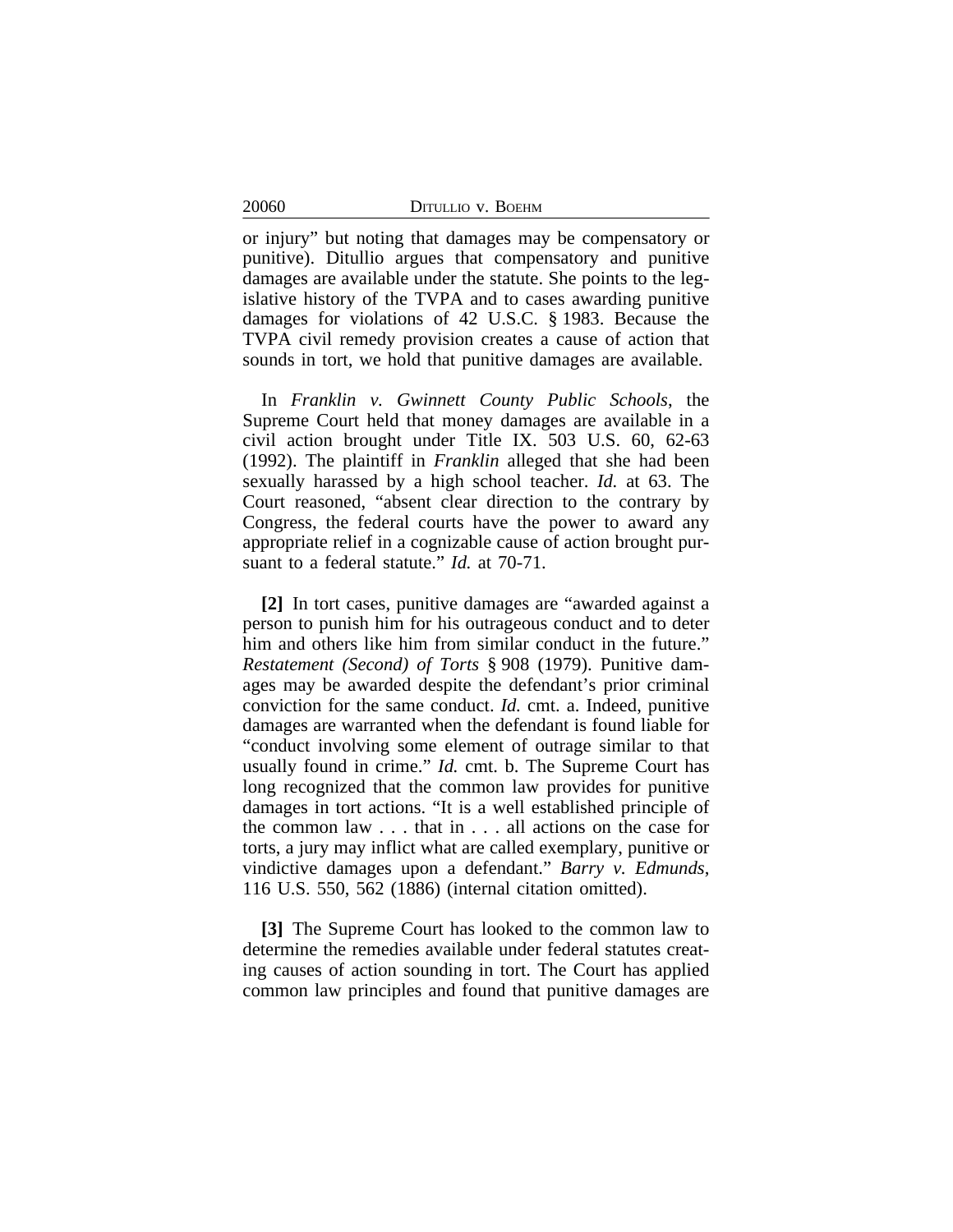or injury" but noting that damages may be compensatory or punitive). Ditullio argues that compensatory and punitive damages are available under the statute. She points to the legislative history of the TVPA and to cases awarding punitive damages for violations of 42 U.S.C. § 1983. Because the TVPA civil remedy provision creates a cause of action that sounds in tort, we hold that punitive damages are available.

In *Franklin v. Gwinnett County Public Schools*, the Supreme Court held that money damages are available in a civil action brought under Title IX. 503 U.S. 60, 62-63 (1992). The plaintiff in *Franklin* alleged that she had been sexually harassed by a high school teacher. *Id.* at 63. The Court reasoned, "absent clear direction to the contrary by Congress, the federal courts have the power to award any appropriate relief in a cognizable cause of action brought pursuant to a federal statute." *Id.* at 70-71.

**[2]** In tort cases, punitive damages are "awarded against a person to punish him for his outrageous conduct and to deter him and others like him from similar conduct in the future." *Restatement (Second) of Torts* § 908 (1979). Punitive damages may be awarded despite the defendant's prior criminal conviction for the same conduct. *Id.* cmt. a. Indeed, punitive damages are warranted when the defendant is found liable for "conduct involving some element of outrage similar to that usually found in crime." *Id.* cmt. b. The Supreme Court has long recognized that the common law provides for punitive damages in tort actions. "It is a well established principle of the common law . . . that in . . . all actions on the case for torts, a jury may inflict what are called exemplary, punitive or vindictive damages upon a defendant." *Barry v. Edmunds*, 116 U.S. 550, 562 (1886) (internal citation omitted).

**[3]** The Supreme Court has looked to the common law to determine the remedies available under federal statutes creating causes of action sounding in tort. The Court has applied common law principles and found that punitive damages are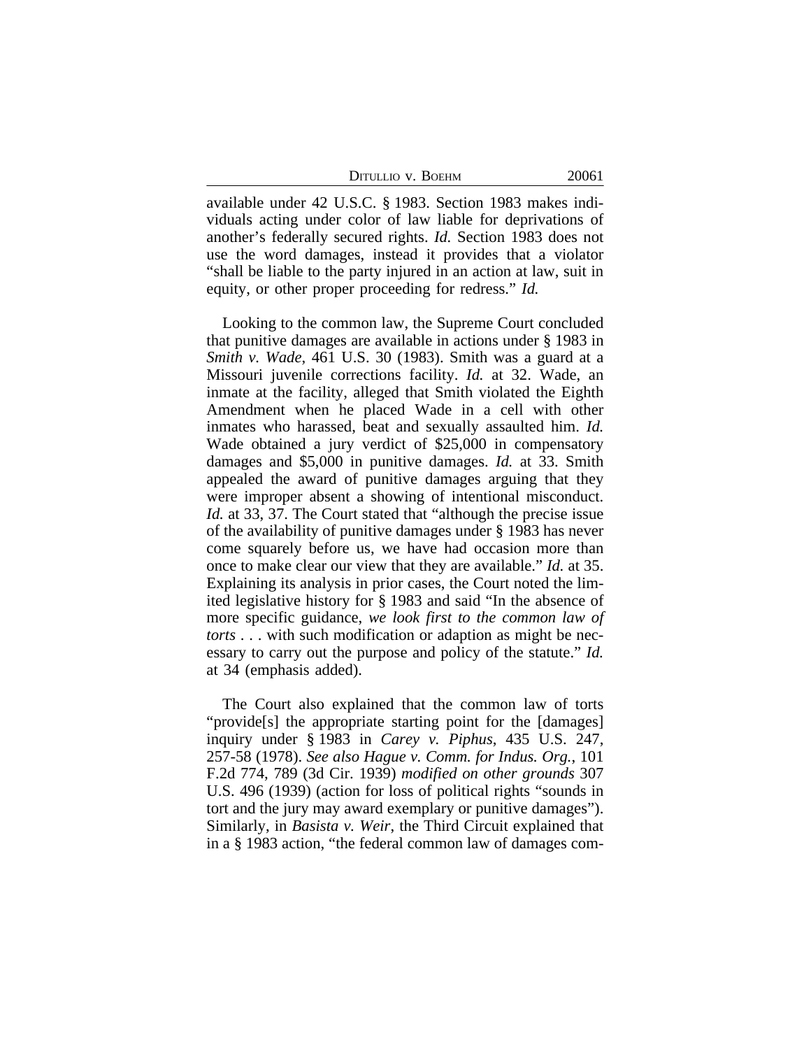available under 42 U.S.C. § 1983. Section 1983 makes individuals acting under color of law liable for deprivations of another's federally secured rights. *Id.* Section 1983 does not use the word damages, instead it provides that a violator "shall be liable to the party injured in an action at law, suit in equity, or other proper proceeding for redress." *Id.*

Looking to the common law, the Supreme Court concluded that punitive damages are available in actions under § 1983 in *Smith v. Wade*, 461 U.S. 30 (1983). Smith was a guard at a Missouri juvenile corrections facility. *Id.* at 32. Wade, an inmate at the facility, alleged that Smith violated the Eighth Amendment when he placed Wade in a cell with other inmates who harassed, beat and sexually assaulted him. *Id.* Wade obtained a jury verdict of $25,000 in compensatory damages and $5,000 in punitive damages. *Id.* at 33. Smith appealed the award of punitive damages arguing that they were improper absent a showing of intentional misconduct. *Id.* at 33, 37. The Court stated that "although the precise issue of the availability of punitive damages under § 1983 has never come squarely before us, we have had occasion more than once to make clear our view that they are available." *Id.* at 35. Explaining its analysis in prior cases, the Court noted the limited legislative history for § 1983 and said "In the absence of more specific guidance, *we look first to the common law of torts* . . . with such modification or adaption as might be necessary to carry out the purpose and policy of the statute." *Id.* at 34 (emphasis added).

The Court also explained that the common law of torts "provide[s] the appropriate starting point for the [damages] inquiry under § 1983 in *Carey v. Piphus*, 435 U.S. 247, 257-58 (1978). *See also Hague v. Comm. for Indus. Org.*, 101 F.2d 774, 789 (3d Cir. 1939) *modified on other grounds* 307 U.S. 496 (1939) (action for loss of political rights "sounds in tort and the jury may award exemplary or punitive damages"). Similarly, in *Basista v. Weir*, the Third Circuit explained that in a § 1983 action, "the federal common law of damages com-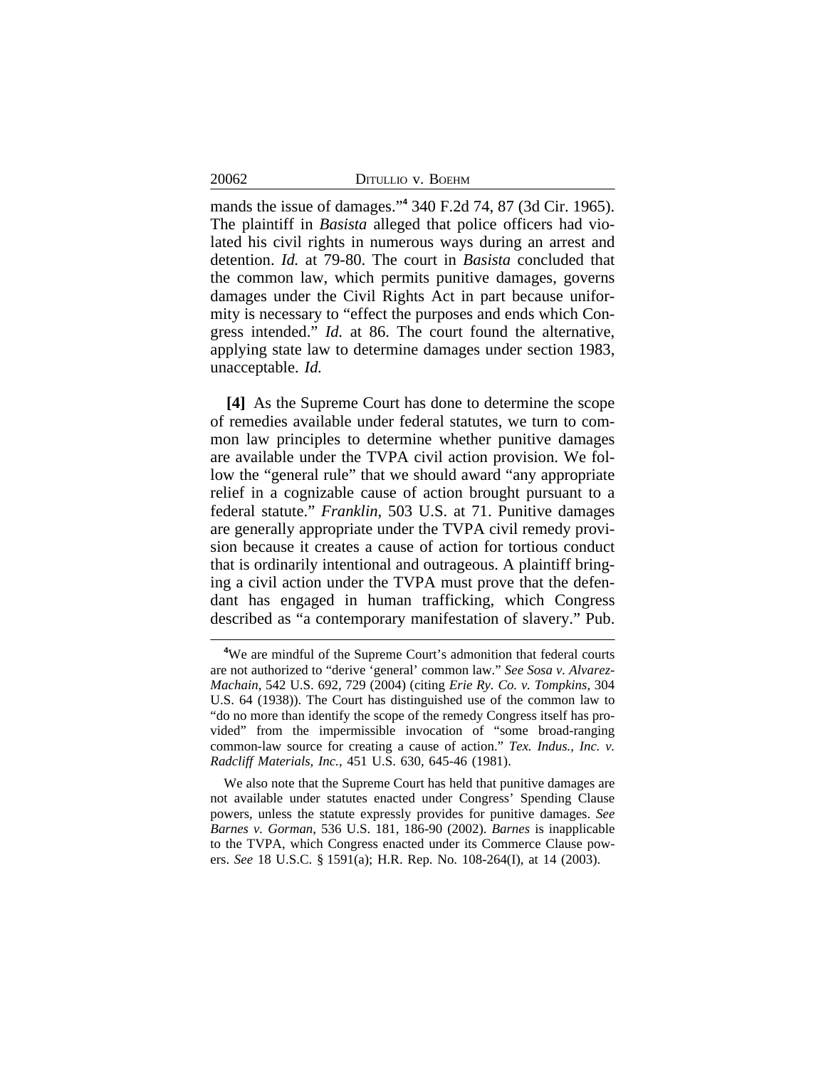mands the issue of damages."[4] 340 F.2d 74, 87 (3d Cir. 1965). The plaintiff in *Basista* alleged that police officers had violated his civil rights in numerous ways during an arrest and detention. *Id.* at 79-80. The court in *Basista* concluded that the common law, which permits punitive damages, governs damages under the Civil Rights Act in part because uniformity is necessary to "effect the purposes and ends which Congress intended." *Id.* at 86. The court found the alternative, applying state law to determine damages under section 1983, unacceptable. *Id.*

**[4]** As the Supreme Court has done to determine the scope of remedies available under federal statutes, we turn to common law principles to determine whether punitive damages are available under the TVPA civil action provision. We follow the "general rule" that we should award "any appropriate relief in a cognizable cause of action brought pursuant to a federal statute." *Franklin*, 503 U.S. at 71. Punitive damages are generally appropriate under the TVPA civil remedy provision because it creates a cause of action for tortious conduct that is ordinarily intentional and outrageous. A plaintiff bringing a civil action under the TVPA must prove that the defendant has engaged in human trafficking, which Congress described as "a contemporary manifestation of slavery." Pub.

---

[4]We are mindful of the Supreme Court's admonition that federal courts are not authorized to "derive 'general' common law." *See Sosa v. Alvarez-Machain*, 542 U.S. 692, 729 (2004) (citing *Erie Ry. Co. v. Tompkins*, 304 U.S. 64 (1938)). The Court has distinguished use of the common law to "do no more than identify the scope of the remedy Congress itself has provided" from the impermissible invocation of "some broad-ranging common-law source for creating a cause of action." *Tex. Indus., Inc. v. Radcliff Materials, Inc.*, 451 U.S. 630, 645-46 (1981).

We also note that the Supreme Court has held that punitive damages are not available under statutes enacted under Congress' Spending Clause powers, unless the statute expressly provides for punitive damages. *See Barnes v. Gorman*, 536 U.S. 181, 186-90 (2002). *Barnes* is inapplicable to the TVPA, which Congress enacted under its Commerce Clause powers. *See* 18 U.S.C. § 1591(a); H.R. Rep. No. 108-264(I), at 14 (2003).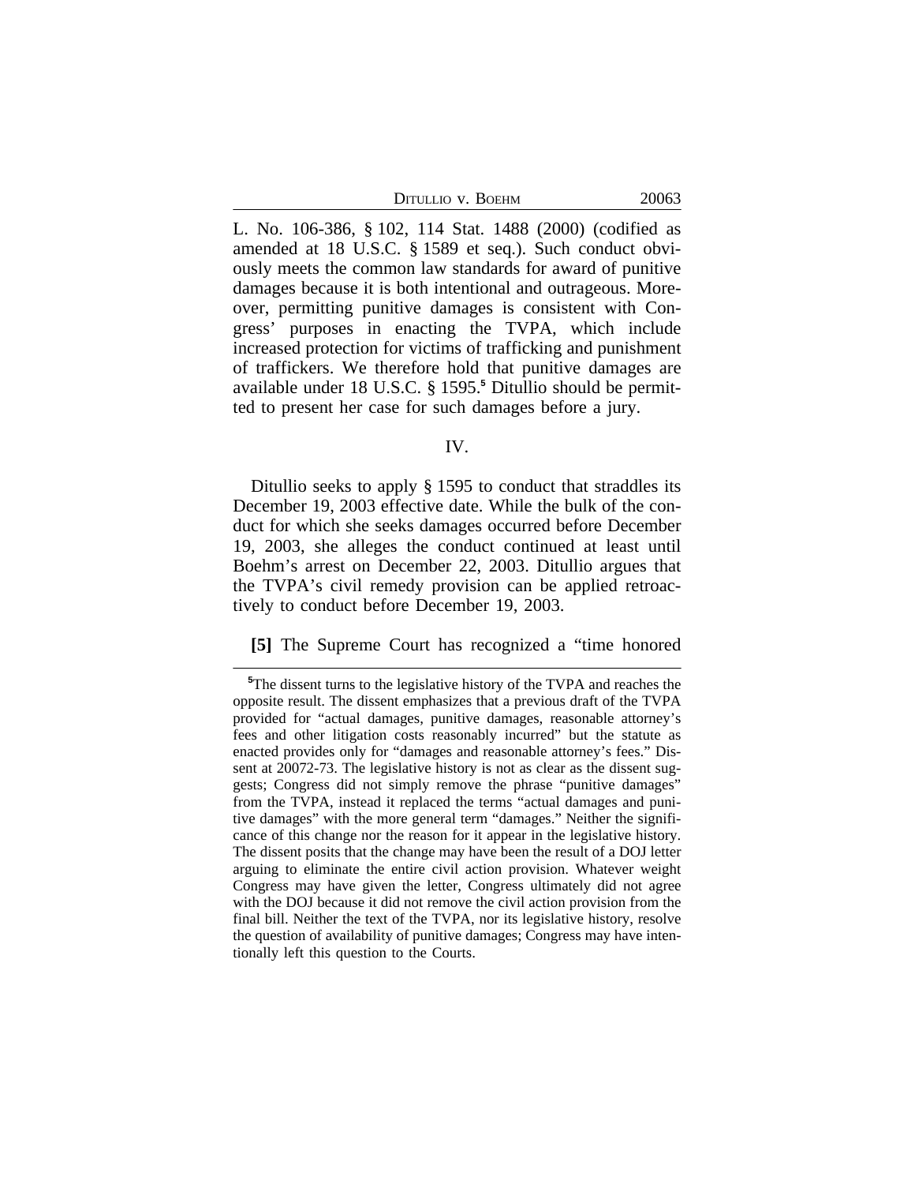L. No. 106-386, § 102, 114 Stat. 1488 (2000) (codified as amended at 18 U.S.C. § 1589 et seq.). Such conduct obviously meets the common law standards for award of punitive damages because it is both intentional and outrageous. Moreover, permitting punitive damages is consistent with Congress' purposes in enacting the TVPA, which include increased protection for victims of trafficking and punishment of traffickers. We therefore hold that punitive damages are available under 18 U.S.C. § 1595.[5] Ditullio should be permitted to present her case for such damages before a jury.

## IV.

Ditullio seeks to apply § 1595 to conduct that straddles its December 19, 2003 effective date. While the bulk of the conduct for which she seeks damages occurred before December 19, 2003, she alleges the conduct continued at least until Boehm's arrest on December 22, 2003. Ditullio argues that the TVPA's civil remedy provision can be applied retroactively to conduct before December 19, 2003.

**[5]** The Supreme Court has recognized a "time honored

---

[5] The dissent turns to the legislative history of the TVPA and reaches the opposite result. The dissent emphasizes that a previous draft of the TVPA provided for "actual damages, punitive damages, reasonable attorney's fees and other litigation costs reasonably incurred" but the statute as enacted provides only for "damages and reasonable attorney's fees." Dissent at 20072-73. The legislative history is not as clear as the dissent suggests; Congress did not simply remove the phrase "punitive damages" from the TVPA, instead it replaced the terms "actual damages and punitive damages" with the more general term "damages." Neither the significance of this change nor the reason for it appear in the legislative history. The dissent posits that the change may have been the result of a DOJ letter arguing to eliminate the entire civil action provision. Whatever weight Congress may have given the letter, Congress ultimately did not agree with the DOJ because it did not remove the civil action provision from the final bill. Neither the text of the TVPA, nor its legislative history, resolve the question of availability of punitive damages; Congress may have intentionally left this question to the Courts.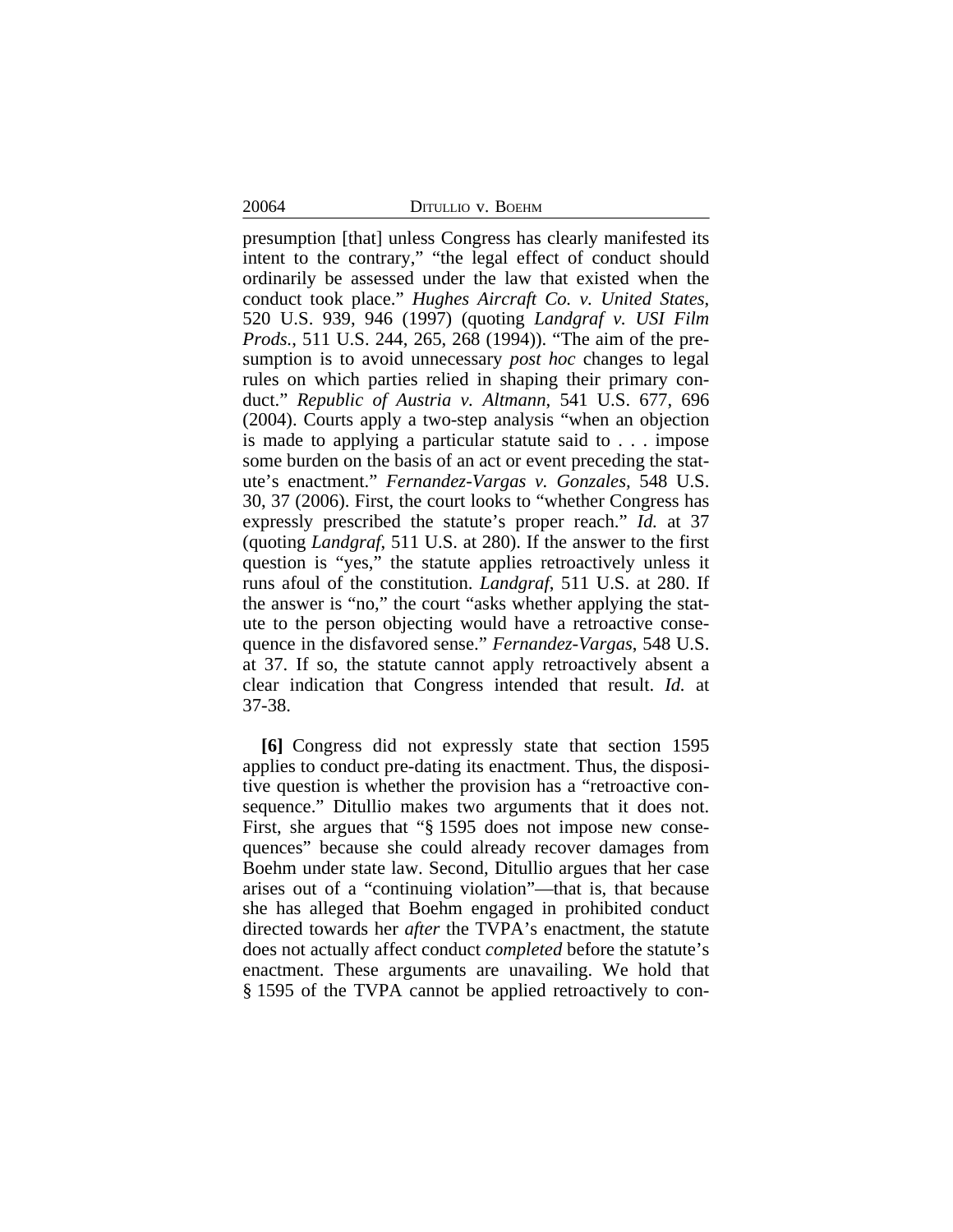presumption [that] unless Congress has clearly manifested its intent to the contrary," "the legal effect of conduct should ordinarily be assessed under the law that existed when the conduct took place." *Hughes Aircraft Co. v. United States*, 520 U.S. 939, 946 (1997) (quoting *Landgraf v. USI Film Prods.*, 511 U.S. 244, 265, 268 (1994)). "The aim of the presumption is to avoid unnecessary *post hoc* changes to legal rules on which parties relied in shaping their primary conduct." *Republic of Austria v. Altmann*, 541 U.S. 677, 696 (2004). Courts apply a two-step analysis "when an objection is made to applying a particular statute said to . . . impose some burden on the basis of an act or event preceding the statute's enactment." *Fernandez-Vargas v. Gonzales,* 548 U.S. 30, 37 (2006). First, the court looks to "whether Congress has expressly prescribed the statute's proper reach." *Id.* at 37 (quoting *Landgraf*, 511 U.S. at 280). If the answer to the first question is "yes," the statute applies retroactively unless it runs afoul of the constitution. *Landgraf*, 511 U.S. at 280. If the answer is "no," the court "asks whether applying the statute to the person objecting would have a retroactive consequence in the disfavored sense." *Fernandez-Vargas*, 548 U.S. at 37. If so, the statute cannot apply retroactively absent a clear indication that Congress intended that result. *Id.* at 37-38.

**[6]** Congress did not expressly state that section 1595 applies to conduct pre-dating its enactment. Thus, the dispositive question is whether the provision has a "retroactive consequence." Ditullio makes two arguments that it does not. First, she argues that "§ 1595 does not impose new consequences" because she could already recover damages from Boehm under state law. Second, Ditullio argues that her case arises out of a "continuing violation"—that is, that because she has alleged that Boehm engaged in prohibited conduct directed towards her *after* the TVPA's enactment, the statute does not actually affect conduct *completed* before the statute's enactment. These arguments are unavailing. We hold that § 1595 of the TVPA cannot be applied retroactively to con-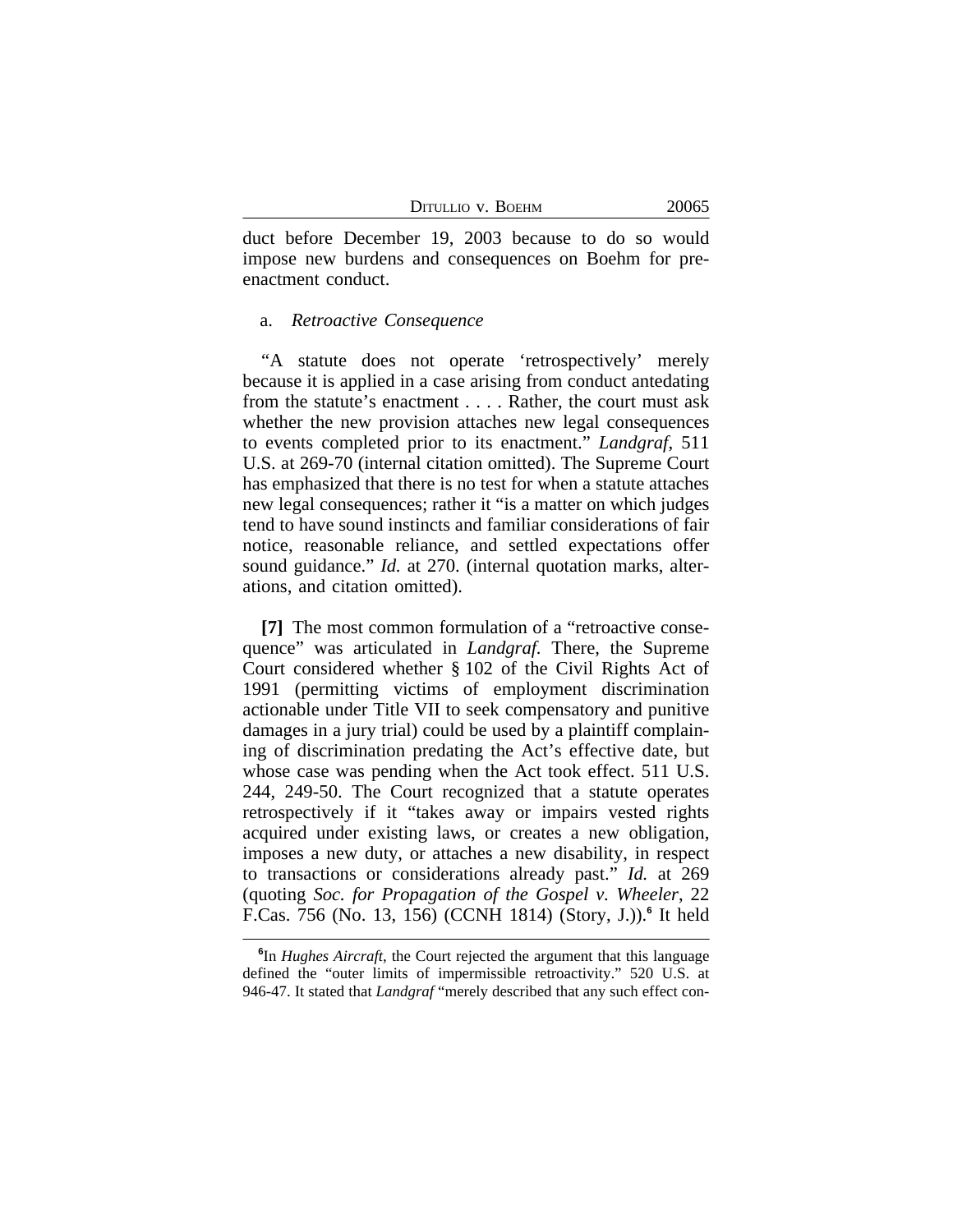duct before December 19, 2003 because to do so would impose new burdens and consequences on Boehm for pre-enactment conduct.

a. *Retroactive Consequence*

"A statute does not operate 'retrospectively' merely because it is applied in a case arising from conduct antedating from the statute's enactment . . . . Rather, the court must ask whether the new provision attaches new legal consequences to events completed prior to its enactment." *Landgraf*, 511 U.S. at 269-70 (internal citation omitted). The Supreme Court has emphasized that there is no test for when a statute attaches new legal consequences; rather it "is a matter on which judges tend to have sound instincts and familiar considerations of fair notice, reasonable reliance, and settled expectations offer sound guidance." *Id.* at 270. (internal quotation marks, alterations, and citation omitted).

**[7]** The most common formulation of a "retroactive consequence" was articulated in *Landgraf.* There, the Supreme Court considered whether § 102 of the Civil Rights Act of 1991 (permitting victims of employment discrimination actionable under Title VII to seek compensatory and punitive damages in a jury trial) could be used by a plaintiff complaining of discrimination predating the Act's effective date, but whose case was pending when the Act took effect. 511 U.S. 244, 249-50. The Court recognized that a statute operates retrospectively if it "takes away or impairs vested rights acquired under existing laws, or creates a new obligation, imposes a new duty, or attaches a new disability, in respect to transactions or considerations already past." *Id.* at 269 (quoting *Soc. for Propagation of the Gospel v. Wheeler*, 22 F.Cas. 756 (No. 13, 156) (CCNH 1814) (Story, J.)).[6] It held

[6]In *Hughes Aircraft*, the Court rejected the argument that this language defined the "outer limits of impermissible retroactivity." 520 U.S. at 946-47. It stated that *Landgraf* "merely described that any such effect con-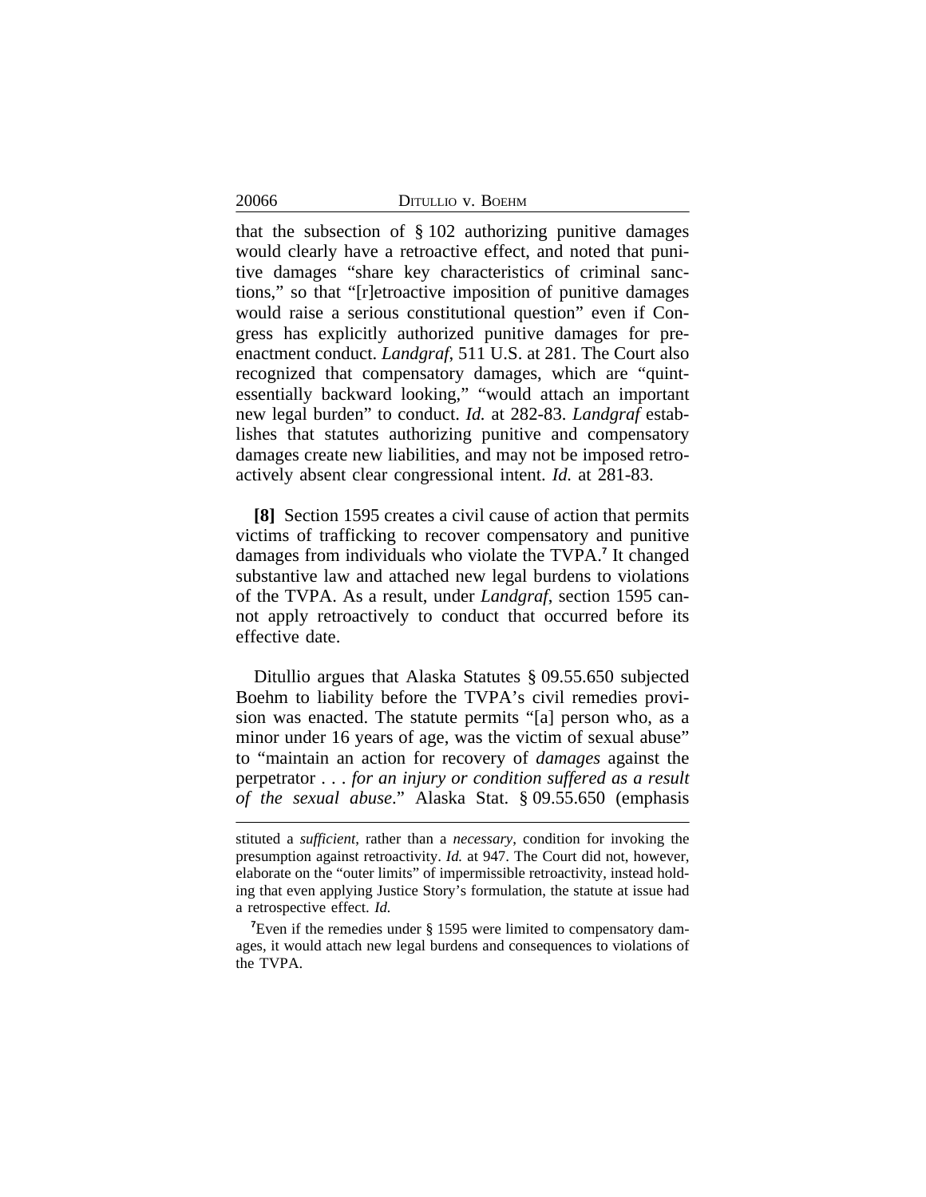that the subsection of § 102 authorizing punitive damages would clearly have a retroactive effect, and noted that punitive damages "share key characteristics of criminal sanctions," so that "[r]etroactive imposition of punitive damages would raise a serious constitutional question" even if Congress has explicitly authorized punitive damages for pre-enactment conduct. *Landgraf*, 511 U.S. at 281. The Court also recognized that compensatory damages, which are "quintessentially backward looking," "would attach an important new legal burden" to conduct. *Id.* at 282-83. *Landgraf* establishes that statutes authorizing punitive and compensatory damages create new liabilities, and may not be imposed retroactively absent clear congressional intent. *Id.* at 281-83.

**[8]** Section 1595 creates a civil cause of action that permits victims of trafficking to recover compensatory and punitive damages from individuals who violate the TVPA.[7] It changed substantive law and attached new legal burdens to violations of the TVPA. As a result, under *Landgraf*, section 1595 cannot apply retroactively to conduct that occurred before its effective date.

Ditullio argues that Alaska Statutes § 09.55.650 subjected Boehm to liability before the TVPA's civil remedies provision was enacted. The statute permits "[a] person who, as a minor under 16 years of age, was the victim of sexual abuse" to "maintain an action for recovery of *damages* against the perpetrator . . . *for an injury or condition suffered as a result of the sexual abuse*." Alaska Stat. § 09.55.650 (emphasis

---

stituted a *sufficient*, rather than a *necessary*, condition for invoking the presumption against retroactivity. *Id.* at 947. The Court did not, however, elaborate on the "outer limits" of impermissible retroactivity, instead holding that even applying Justice Story's formulation, the statute at issue had a retrospective effect. *Id.*

[7] Even if the remedies under § 1595 were limited to compensatory damages, it would attach new legal burdens and consequences to violations of the TVPA.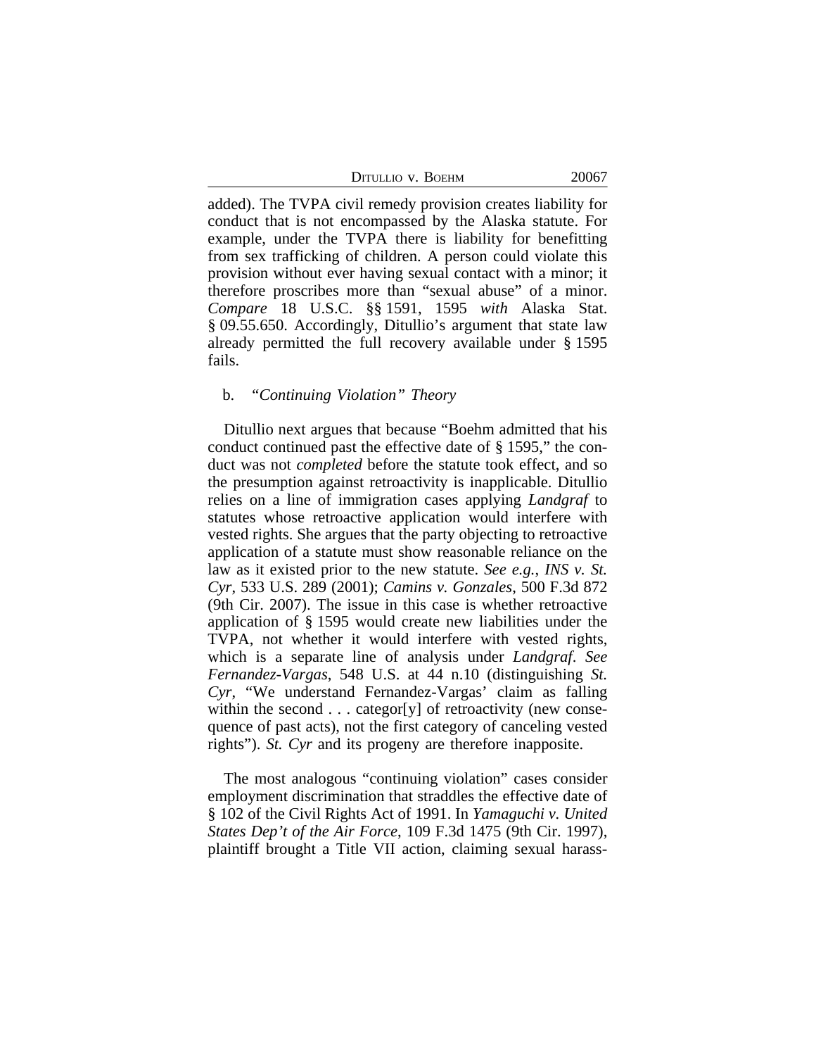added). The TVPA civil remedy provision creates liability for conduct that is not encompassed by the Alaska statute. For example, under the TVPA there is liability for benefitting from sex trafficking of children. A person could violate this provision without ever having sexual contact with a minor; it therefore proscribes more than "sexual abuse" of a minor. *Compare* 18 U.S.C. §§ 1591, 1595 *with* Alaska Stat. § 09.55.650. Accordingly, Ditullio's argument that state law already permitted the full recovery available under § 1595 fails.

b. *"Continuing Violation" Theory*

Ditullio next argues that because "Boehm admitted that his conduct continued past the effective date of § 1595," the conduct was not *completed* before the statute took effect, and so the presumption against retroactivity is inapplicable. Ditullio relies on a line of immigration cases applying *Landgraf* to statutes whose retroactive application would interfere with vested rights. She argues that the party objecting to retroactive application of a statute must show reasonable reliance on the law as it existed prior to the new statute. *See e.g.*, *INS v. St. Cyr*, 533 U.S. 289 (2001); *Camins v. Gonzales*, 500 F.3d 872 (9th Cir. 2007). The issue in this case is whether retroactive application of § 1595 would create new liabilities under the TVPA, not whether it would interfere with vested rights, which is a separate line of analysis under *Landgraf*. *See Fernandez-Vargas*, 548 U.S. at 44 n.10 (distinguishing *St. Cyr*, "We understand Fernandez-Vargas' claim as falling within the second . . . categor[y] of retroactivity (new consequence of past acts), not the first category of canceling vested rights"). *St. Cyr* and its progeny are therefore inapposite.

The most analogous "continuing violation" cases consider employment discrimination that straddles the effective date of § 102 of the Civil Rights Act of 1991. In *Yamaguchi v. United States Dep't of the Air Force*, 109 F.3d 1475 (9th Cir. 1997), plaintiff brought a Title VII action, claiming sexual harass-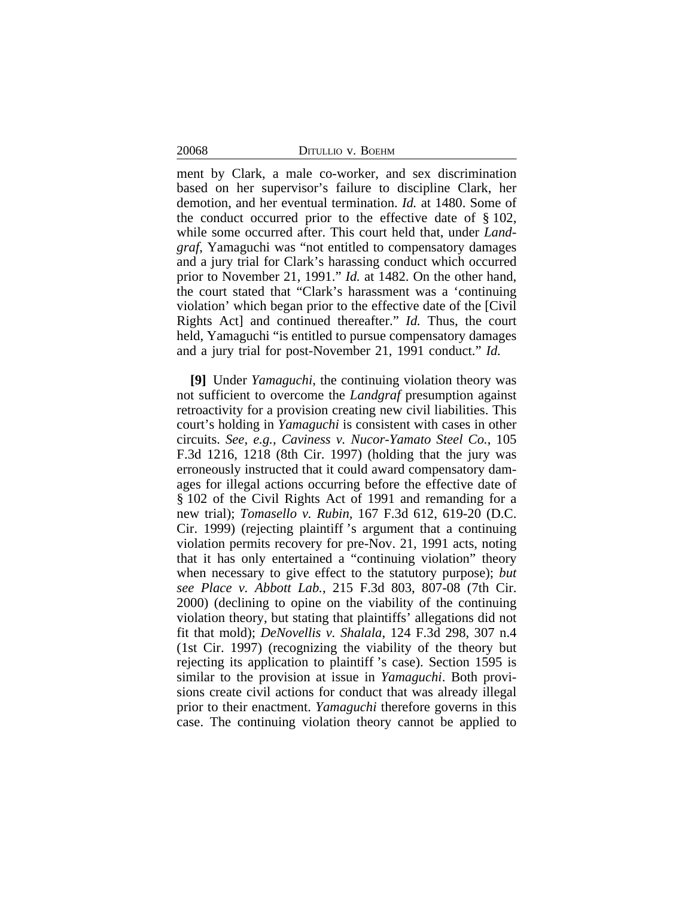ment by Clark, a male co-worker, and sex discrimination based on her supervisor's failure to discipline Clark, her demotion, and her eventual termination. *Id.* at 1480. Some of the conduct occurred prior to the effective date of § 102, while some occurred after. This court held that, under *Landgraf*, Yamaguchi was "not entitled to compensatory damages and a jury trial for Clark's harassing conduct which occurred prior to November 21, 1991." *Id.* at 1482. On the other hand, the court stated that "Clark's harassment was a 'continuing violation' which began prior to the effective date of the [Civil Rights Act] and continued thereafter." *Id.* Thus, the court held, Yamaguchi "is entitled to pursue compensatory damages and a jury trial for post-November 21, 1991 conduct." *Id.*

**[9]** Under *Yamaguchi*, the continuing violation theory was not sufficient to overcome the *Landgraf* presumption against retroactivity for a provision creating new civil liabilities. This court's holding in *Yamaguchi* is consistent with cases in other circuits. *See, e.g., Caviness v. Nucor-Yamato Steel Co.*, 105 F.3d 1216, 1218 (8th Cir. 1997) (holding that the jury was erroneously instructed that it could award compensatory damages for illegal actions occurring before the effective date of § 102 of the Civil Rights Act of 1991 and remanding for a new trial); *Tomasello v. Rubin*, 167 F.3d 612, 619-20 (D.C. Cir. 1999) (rejecting plaintiff's argument that a continuing violation permits recovery for pre-Nov. 21, 1991 acts, noting that it has only entertained a "continuing violation" theory when necessary to give effect to the statutory purpose); *but see Place v. Abbott Lab.*, 215 F.3d 803, 807-08 (7th Cir. 2000) (declining to opine on the viability of the continuing violation theory, but stating that plaintiffs' allegations did not fit that mold); *DeNovellis v. Shalala*, 124 F.3d 298, 307 n.4 (1st Cir. 1997) (recognizing the viability of the theory but rejecting its application to plaintiff's case). Section 1595 is similar to the provision at issue in *Yamaguchi*. Both provisions create civil actions for conduct that was already illegal prior to their enactment. *Yamaguchi* therefore governs in this case. The continuing violation theory cannot be applied to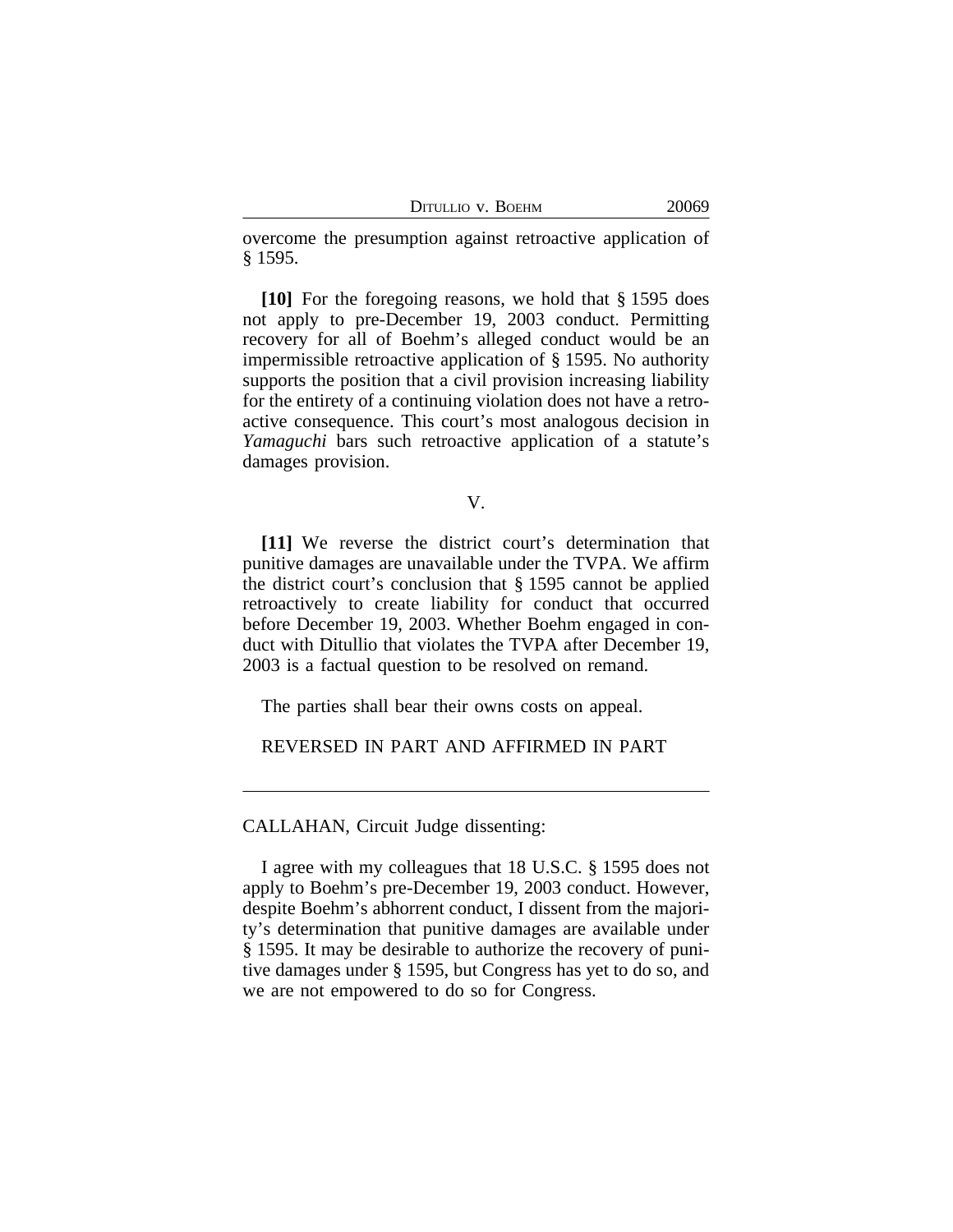overcome the presumption against retroactive application of § 1595.

**[10]** For the foregoing reasons, we hold that § 1595 does not apply to pre-December 19, 2003 conduct. Permitting recovery for all of Boehm's alleged conduct would be an impermissible retroactive application of § 1595. No authority supports the position that a civil provision increasing liability for the entirety of a continuing violation does not have a retroactive consequence. This court's most analogous decision in *Yamaguchi* bars such retroactive application of a statute's damages provision.

V.

**[11]** We reverse the district court's determination that punitive damages are unavailable under the TVPA. We affirm the district court's conclusion that § 1595 cannot be applied retroactively to create liability for conduct that occurred before December 19, 2003. Whether Boehm engaged in conduct with Ditullio that violates the TVPA after December 19, 2003 is a factual question to be resolved on remand.

The parties shall bear their owns costs on appeal.

REVERSED IN PART AND AFFIRMED IN PART

---

CALLAHAN, Circuit Judge dissenting:

I agree with my colleagues that 18 U.S.C. § 1595 does not apply to Boehm's pre-December 19, 2003 conduct. However, despite Boehm's abhorrent conduct, I dissent from the majority's determination that punitive damages are available under § 1595. It may be desirable to authorize the recovery of punitive damages under § 1595, but Congress has yet to do so, and we are not empowered to do so for Congress.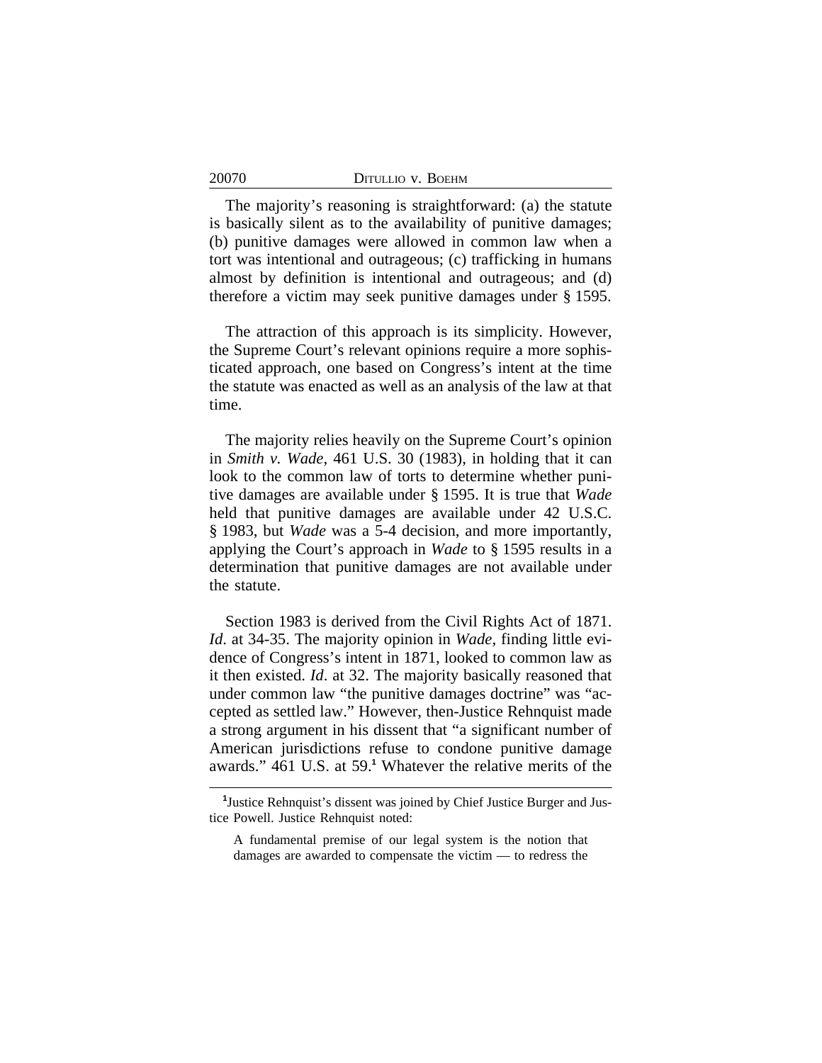The majority's reasoning is straightforward: (a) the statute is basically silent as to the availability of punitive damages; (b) punitive damages were allowed in common law when a tort was intentional and outrageous; (c) trafficking in humans almost by definition is intentional and outrageous; and (d) therefore a victim may seek punitive damages under § 1595.

The attraction of this approach is its simplicity. However, the Supreme Court's relevant opinions require a more sophisticated approach, one based on Congress's intent at the time the statute was enacted as well as an analysis of the law at that time.

The majority relies heavily on the Supreme Court's opinion in *Smith v. Wade*, 461 U.S. 30 (1983), in holding that it can look to the common law of torts to determine whether punitive damages are available under § 1595. It is true that *Wade* held that punitive damages are available under 42 U.S.C. § 1983, but *Wade* was a 5-4 decision, and more importantly, applying the Court's approach in *Wade* to § 1595 results in a determination that punitive damages are not available under the statute.

Section 1983 is derived from the Civil Rights Act of 1871. *Id*. at 34-35. The majority opinion in *Wade*, finding little evidence of Congress's intent in 1871, looked to common law as it then existed. *Id*. at 32. The majority basically reasoned that under common law "the punitive damages doctrine" was "accepted as settled law." However, then-Justice Rehnquist made a strong argument in his dissent that "a significant number of American jurisdictions refuse to condone punitive damage awards." 461 U.S. at 59.[1] Whatever the relative merits of the

---

[1] Justice Rehnquist's dissent was joined by Chief Justice Burger and Justice Powell. Justice Rehnquist noted:

> A fundamental premise of our legal system is the notion that damages are awarded to compensate the victim — to redress the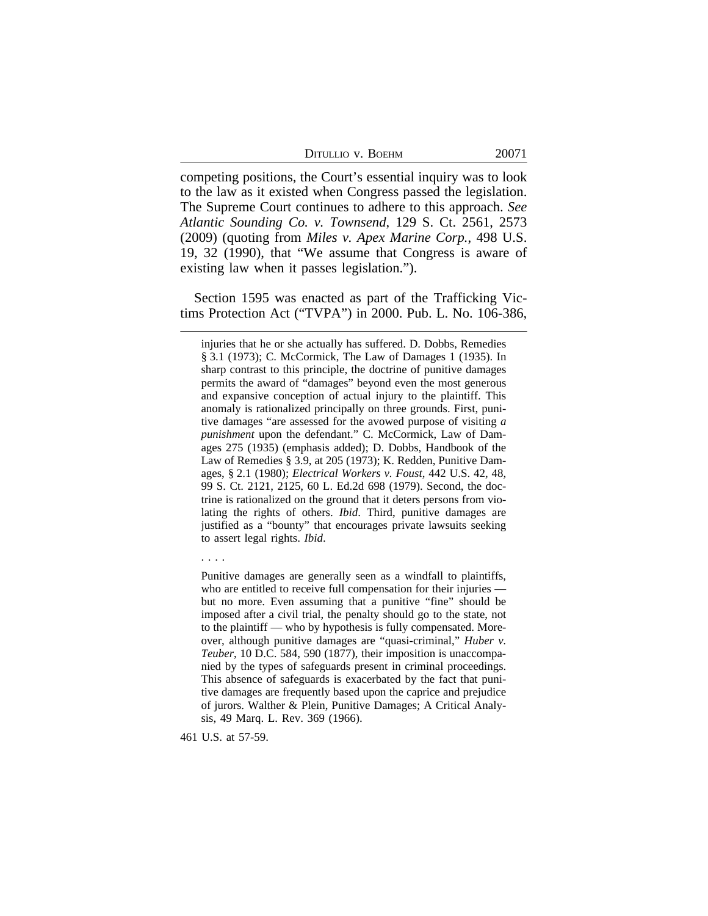competing positions, the Court's essential inquiry was to look to the law as it existed when Congress passed the legislation. The Supreme Court continues to adhere to this approach. *See Atlantic Sounding Co. v. Townsend*, 129 S. Ct. 2561, 2573 (2009) (quoting from *Miles v. Apex Marine Corp.*, 498 U.S. 19, 32 (1990), that "We assume that Congress is aware of existing law when it passes legislation.").

Section 1595 was enacted as part of the Trafficking Victims Protection Act ("TVPA") in 2000. Pub. L. No. 106-386,

---

> injuries that he or she actually has suffered. D. Dobbs, Remedies § 3.1 (1973); C. McCormick, The Law of Damages 1 (1935). In sharp contrast to this principle, the doctrine of punitive damages permits the award of "damages" beyond even the most generous and expansive conception of actual injury to the plaintiff. This anomaly is rationalized principally on three grounds. First, punitive damages "are assessed for the avowed purpose of visiting *a punishment* upon the defendant." C. McCormick, Law of Damages 275 (1935) (emphasis added); D. Dobbs, Handbook of the Law of Remedies § 3.9, at 205 (1973); K. Redden, Punitive Damages, § 2.1 (1980); *Electrical Workers v. Foust*, 442 U.S. 42, 48, 99 S. Ct. 2121, 2125, 60 L. Ed.2d 698 (1979). Second, the doctrine is rationalized on the ground that it deters persons from violating the rights of others. *Ibid*. Third, punitive damages are justified as a "bounty" that encourages private lawsuits seeking to assert legal rights. *Ibid*.
>
> . . . .
>
> Punitive damages are generally seen as a windfall to plaintiffs, who are entitled to receive full compensation for their injuries — but no more. Even assuming that a punitive "fine" should be imposed after a civil trial, the penalty should go to the state, not to the plaintiff — who by hypothesis is fully compensated. Moreover, although punitive damages are "quasi-criminal," *Huber v. Teuber*, 10 D.C. 584, 590 (1877), their imposition is unaccompanied by the types of safeguards present in criminal proceedings. This absence of safeguards is exacerbated by the fact that punitive damages are frequently based upon the caprice and prejudice of jurors. Walther & Plein, Punitive Damages; A Critical Analysis, 49 Marq. L. Rev. 369 (1966).

461 U.S. at 57-59.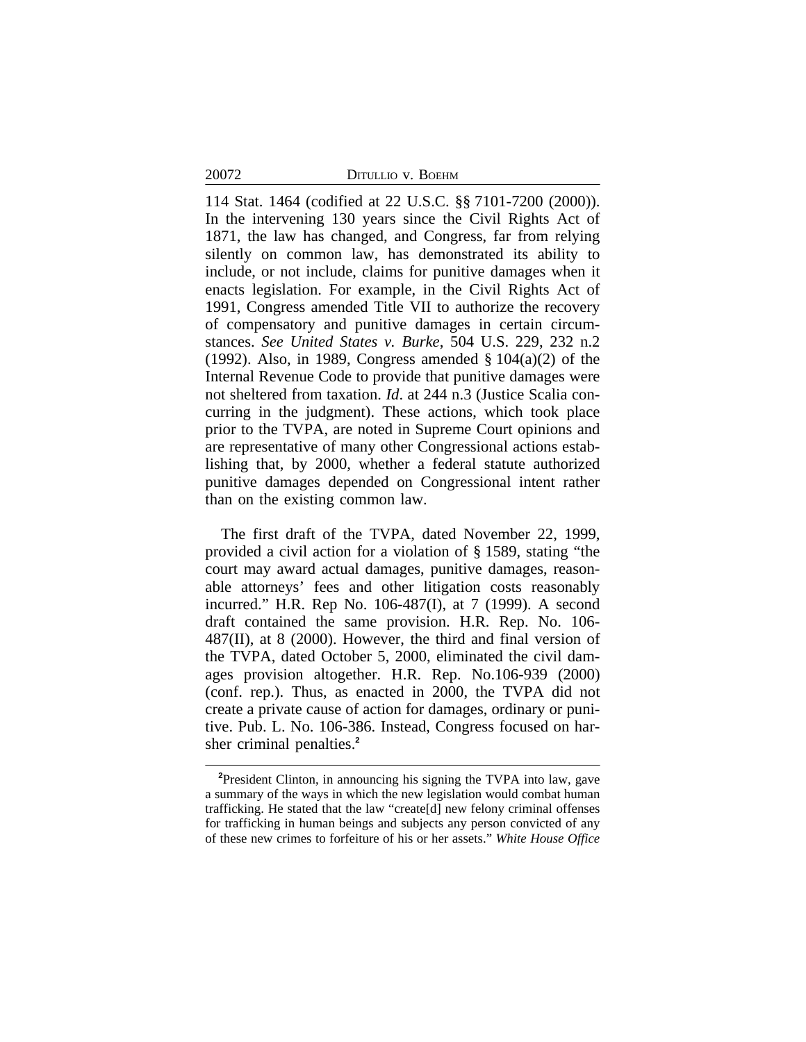114 Stat. 1464 (codified at 22 U.S.C. §§ 7101-7200 (2000)). In the intervening 130 years since the Civil Rights Act of 1871, the law has changed, and Congress, far from relying silently on common law, has demonstrated its ability to include, or not include, claims for punitive damages when it enacts legislation. For example, in the Civil Rights Act of 1991, Congress amended Title VII to authorize the recovery of compensatory and punitive damages in certain circumstances. *See United States v. Burke*, 504 U.S. 229, 232 n.2 (1992). Also, in 1989, Congress amended § 104(a)(2) of the Internal Revenue Code to provide that punitive damages were not sheltered from taxation. *Id*. at 244 n.3 (Justice Scalia concurring in the judgment). These actions, which took place prior to the TVPA, are noted in Supreme Court opinions and are representative of many other Congressional actions establishing that, by 2000, whether a federal statute authorized punitive damages depended on Congressional intent rather than on the existing common law.

The first draft of the TVPA, dated November 22, 1999, provided a civil action for a violation of § 1589, stating "the court may award actual damages, punitive damages, reasonable attorneys' fees and other litigation costs reasonably incurred." H.R. Rep No. 106-487(I), at 7 (1999). A second draft contained the same provision. H.R. Rep. No. 106-487(II), at 8 (2000). However, the third and final version of the TVPA, dated October 5, 2000, eliminated the civil damages provision altogether. H.R. Rep. No.106-939 (2000) (conf. rep.). Thus, as enacted in 2000, the TVPA did not create a private cause of action for damages, ordinary or punitive. Pub. L. No. 106-386. Instead, Congress focused on harsher criminal penalties.[2]

[2]President Clinton, in announcing his signing the TVPA into law, gave a summary of the ways in which the new legislation would combat human trafficking. He stated that the law "create[d] new felony criminal offenses for trafficking in human beings and subjects any person convicted of any of these new crimes to forfeiture of his or her assets." *White House Office*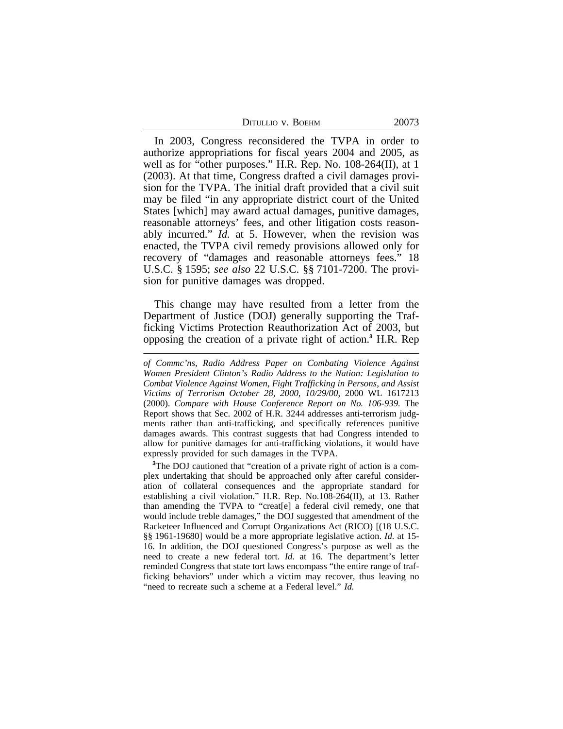In 2003, Congress reconsidered the TVPA in order to authorize appropriations for fiscal years 2004 and 2005, as well as for "other purposes." H.R. Rep. No. 108-264(II), at 1 (2003). At that time, Congress drafted a civil damages provision for the TVPA. The initial draft provided that a civil suit may be filed "in any appropriate district court of the United States [which] may award actual damages, punitive damages, reasonable attorneys' fees, and other litigation costs reasonably incurred." *Id.* at 5. However, when the revision was enacted, the TVPA civil remedy provisions allowed only for recovery of "damages and reasonable attorneys fees." 18 U.S.C. § 1595; *see also* 22 U.S.C. §§ 7101-7200. The provision for punitive damages was dropped.

This change may have resulted from a letter from the Department of Justice (DOJ) generally supporting the Trafficking Victims Protection Reauthorization Act of 2003, but opposing the creation of a private right of action.[3] H.R. Rep

---

*of Commc'ns, Radio Address Paper on Combating Violence Against Women President Clinton's Radio Address to the Nation: Legislation to Combat Violence Against Women, Fight Trafficking in Persons, and Assist Victims of Terrorism October 28, 2000, 10/29/00*, 2000 WL 1617213 (2000). *Compare with House Conference Report on No. 106-939.* The Report shows that Sec. 2002 of H.R. 3244 addresses anti-terrorism judgments rather than anti-trafficking, and specifically references punitive damages awards. This contrast suggests that had Congress intended to allow for punitive damages for anti-trafficking violations, it would have expressly provided for such damages in the TVPA.

[3]The DOJ cautioned that "creation of a private right of action is a complex undertaking that should be approached only after careful consideration of collateral consequences and the appropriate standard for establishing a civil violation." H.R. Rep. No.108-264(II), at 13. Rather than amending the TVPA to "creat[e] a federal civil remedy, one that would include treble damages," the DOJ suggested that amendment of the Racketeer Influenced and Corrupt Organizations Act (RICO) [(18 U.S.C. §§ 1961-19680] would be a more appropriate legislative action. *Id.* at 15-16. In addition, the DOJ questioned Congress's purpose as well as the need to create a new federal tort. *Id.* at 16. The department's letter reminded Congress that state tort laws encompass "the entire range of trafficking behaviors" under which a victim may recover, thus leaving no "need to recreate such a scheme at a Federal level." *Id.*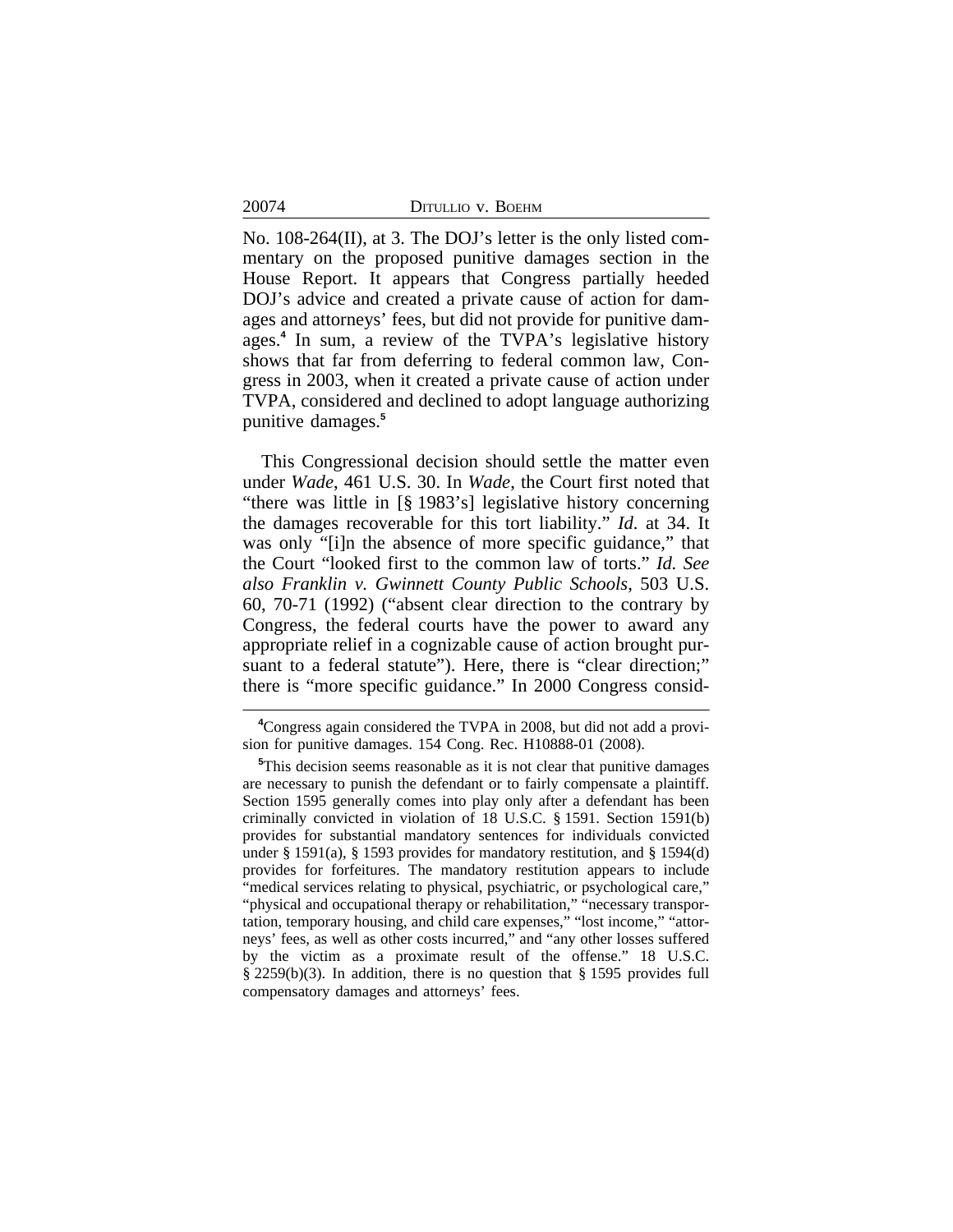No. 108-264(II), at 3. The DOJ's letter is the only listed commentary on the proposed punitive damages section in the House Report. It appears that Congress partially heeded DOJ's advice and created a private cause of action for damages and attorneys' fees, but did not provide for punitive damages.[4] In sum, a review of the TVPA's legislative history shows that far from deferring to federal common law, Congress in 2003, when it created a private cause of action under TVPA, considered and declined to adopt language authorizing punitive damages.[5]

This Congressional decision should settle the matter even under *Wade*, 461 U.S. 30. In *Wade*, the Court first noted that "there was little in [§ 1983's] legislative history concerning the damages recoverable for this tort liability." *Id.* at 34. It was only "[i]n the absence of more specific guidance," that the Court "looked first to the common law of torts." *Id. See also Franklin v. Gwinnett County Public Schools*, 503 U.S. 60, 70-71 (1992) ("absent clear direction to the contrary by Congress, the federal courts have the power to award any appropriate relief in a cognizable cause of action brought pursuant to a federal statute"). Here, there is "clear direction;" there is "more specific guidance." In 2000 Congress consid-

---

[4]Congress again considered the TVPA in 2008, but did not add a provision for punitive damages. 154 Cong. Rec. H10888-01 (2008).

[5]This decision seems reasonable as it is not clear that punitive damages are necessary to punish the defendant or to fairly compensate a plaintiff. Section 1595 generally comes into play only after a defendant has been criminally convicted in violation of 18 U.S.C. § 1591. Section 1591(b) provides for substantial mandatory sentences for individuals convicted under § 1591(a), § 1593 provides for mandatory restitution, and § 1594(d) provides for forfeitures. The mandatory restitution appears to include "medical services relating to physical, psychiatric, or psychological care," "physical and occupational therapy or rehabilitation," "necessary transportation, temporary housing, and child care expenses," "lost income," "attorneys' fees, as well as other costs incurred," and "any other losses suffered by the victim as a proximate result of the offense." 18 U.S.C. § 2259(b)(3). In addition, there is no question that § 1595 provides full compensatory damages and attorneys' fees.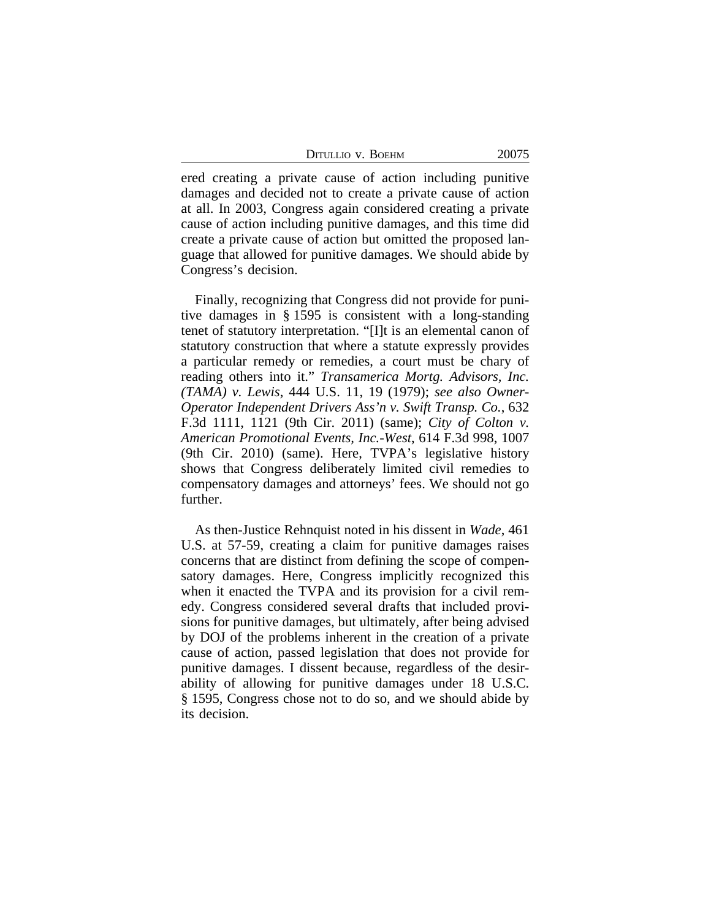ered creating a private cause of action including punitive damages and decided not to create a private cause of action at all. In 2003, Congress again considered creating a private cause of action including punitive damages, and this time did create a private cause of action but omitted the proposed language that allowed for punitive damages. We should abide by Congress's decision.

Finally, recognizing that Congress did not provide for punitive damages in § 1595 is consistent with a long-standing tenet of statutory interpretation. "[I]t is an elemental canon of statutory construction that where a statute expressly provides a particular remedy or remedies, a court must be chary of reading others into it." *Transamerica Mortg. Advisors, Inc. (TAMA) v. Lewis*, 444 U.S. 11, 19 (1979); *see also Owner-Operator Independent Drivers Ass'n v. Swift Transp. Co.*, 632 F.3d 1111, 1121 (9th Cir. 2011) (same); *City of Colton v. American Promotional Events, Inc.-West*, 614 F.3d 998, 1007 (9th Cir. 2010) (same). Here, TVPA's legislative history shows that Congress deliberately limited civil remedies to compensatory damages and attorneys' fees. We should not go further.

As then-Justice Rehnquist noted in his dissent in *Wade*, 461 U.S. at 57-59, creating a claim for punitive damages raises concerns that are distinct from defining the scope of compensatory damages. Here, Congress implicitly recognized this when it enacted the TVPA and its provision for a civil remedy. Congress considered several drafts that included provisions for punitive damages, but ultimately, after being advised by DOJ of the problems inherent in the creation of a private cause of action, passed legislation that does not provide for punitive damages. I dissent because, regardless of the desirability of allowing for punitive damages under 18 U.S.C. § 1595, Congress chose not to do so, and we should abide by its decision.